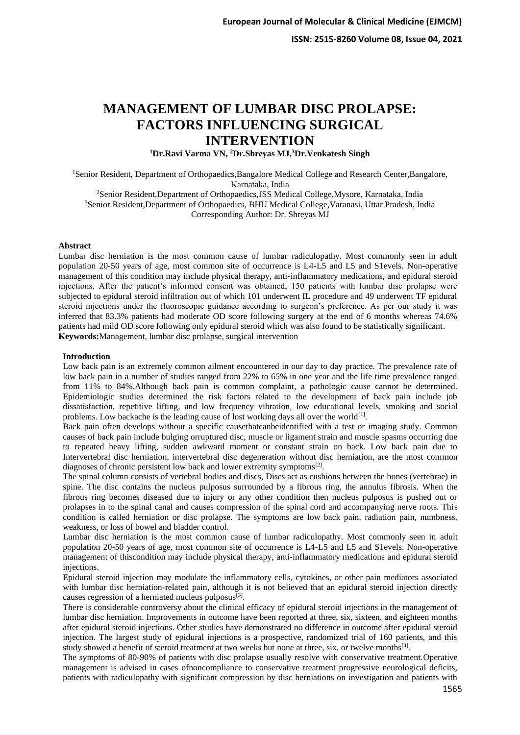# MANAGEMENT OF LUMBAR DISC PROLAPSE: FACTORS INFLUENCING SURGICAL INTERVENTION

[1]Dr.Ravi Varma VN, [2]Dr.Shreyas MJ,[3]Dr.Venkatesh Singh

[1]Senior Resident, Department of Orthopaedics,Bangalore Medical College and Research Center,Bangalore, Karnataka, India

[2]Senior Resident,Department of Orthopaedics,JSS Medical College,Mysore, Karnataka, India

[3]Senior Resident,Department of Orthopaedics, BHU Medical College,Varanasi, Uttar Pradesh, India

Corresponding Author: Dr. Shreyas MJ

## Abstract

Lumbar disc herniation is the most common cause of lumbar radiculopathy. Most commonly seen in adult population 20-50 years of age, most common site of occurrence is L4-L5 and L5 and S1evels. Non-operative management of this condition may include physical therapy, anti-inflammatory medications, and epidural steroid injections. After the patient's informed consent was obtained, 150 patients with lumbar disc prolapse were subjected to epidural steroid infiltration out of which 101 underwent IL procedure and 49 underwent TF epidural steroid injections under the fluoroscopic guidance according to surgeon's preference. As per our study it was inferred that 83.3% patients had moderate OD score following surgery at the end of 6 months whereas 74.6% patients had mild OD score following only epidural steroid which was also found to be statistically significant.

**Keywords:**Management, lumbar disc prolapse, surgical intervention

## Introduction

Low back pain is an extremely common ailment encountered in our day to day practice. The prevalence rate of low back pain in a number of studies ranged from 22% to 65% in one year and the life time prevalence ranged from 11% to 84%.Although back pain is common complaint, a pathologic cause cannot be determined. Epidemiologic studies determined the risk factors related to the development of back pain include job dissatisfaction, repetitive lifting, and low frequency vibration, low educational levels, smoking and social problems. Low backache is the leading cause of lost working days all over the world[1].

Back pain often develops without a specific causethatcanbeidentified with a test or imaging study. Common causes of back pain include bulging orruptured disc, muscle or ligament strain and muscle spasms occurring due to repeated heavy lifting, sudden awkward moment or constant strain on back. Low back pain due to Intervertebral disc herniation, intervertebral disc degeneration without disc herniation, are the most common diagnoses of chronic persistent low back and lower extremity symptoms[2].

The spinal column consists of vertebral bodies and discs, Discs act as cushions between the bones (vertebrae) in spine. The disc contains the nucleus pulposus surrounded by a fibrous ring, the annulus fibrosis. When the fibrous ring becomes diseased due to injury or any other condition then nucleus pulposus is pushed out or prolapses in to the spinal canal and causes compression of the spinal cord and accompanying nerve roots. This condition is called herniation or disc prolapse. The symptoms are low back pain, radiation pain, numbness, weakness, or loss of bowel and bladder control.

Lumbar disc herniation is the most common cause of lumbar radiculopathy. Most commonly seen in adult population 20-50 years of age, most common site of occurrence is L4-L5 and L5 and S1evels. Non-operative management of thiscondition may include physical therapy, anti-inflammatory medications and epidural steroid injections.

Epidural steroid injection may modulate the inflammatory cells, cytokines, or other pain mediators associated with lumbar disc herniation-related pain, although it is not believed that an epidural steroid injection directly causes regression of a herniated nucleus pulposus[3].

There is considerable controversy about the clinical efficacy of epidural steroid injections in the management of lumbar disc herniation. Improvements in outcome have been reported at three, six, sixteen, and eighteen months after epidural steroid injections. Other studies have demonstrated no difference in outcome after epidural steroid injection. The largest study of epidural injections is a prospective, randomized trial of 160 patients, and this study showed a benefit of steroid treatment at two weeks but none at three, six, or twelve months[4].

The symptoms of 80-90% of patients with disc prolapse usually resolve with conservative treatment.Operative management is advised in cases ofnoncompliance to conservative treatment progressive neurological deficits, patients with radiculopathy with significant compression by disc herniations on investigation and patients with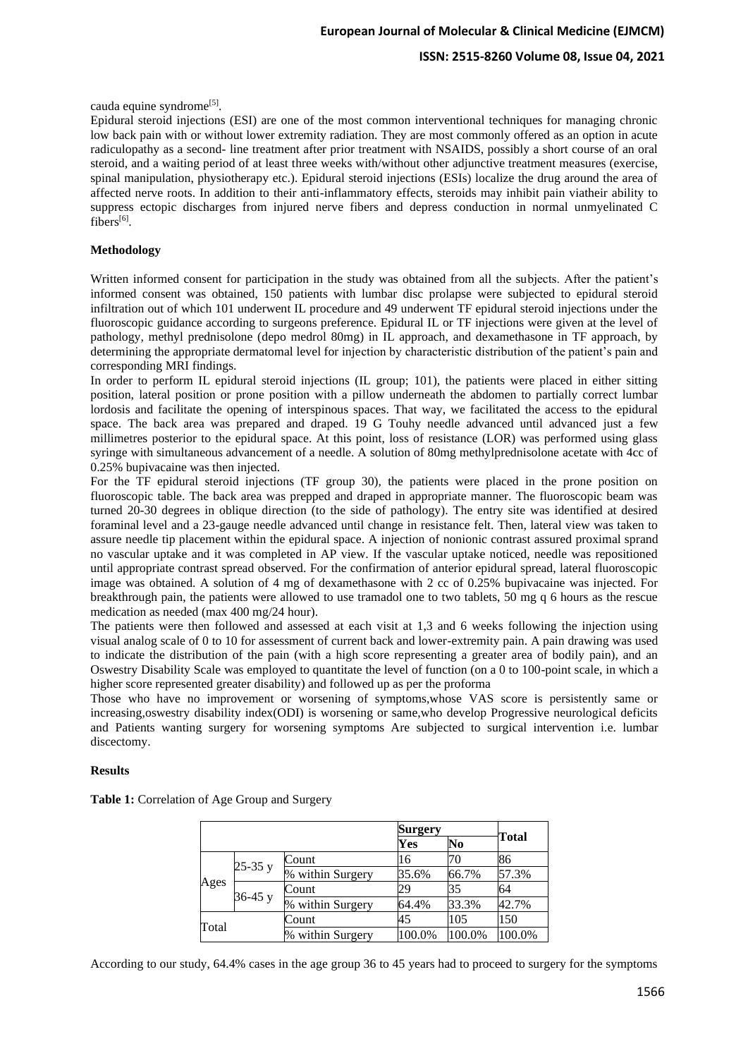cauda equine syndrome[5].

Epidural steroid injections (ESI) are one of the most common interventional techniques for managing chronic low back pain with or without lower extremity radiation. They are most commonly offered as an option in acute radiculopathy as a second- line treatment after prior treatment with NSAIDS, possibly a short course of an oral steroid, and a waiting period of at least three weeks with/without other adjunctive treatment measures (exercise, spinal manipulation, physiotherapy etc.). Epidural steroid injections (ESIs) localize the drug around the area of affected nerve roots. In addition to their anti-inflammatory effects, steroids may inhibit pain viatheir ability to suppress ectopic discharges from injured nerve fibers and depress conduction in normal unmyelinated C fibers[6].

## Methodology

Written informed consent for participation in the study was obtained from all the subjects. After the patient's informed consent was obtained, 150 patients with lumbar disc prolapse were subjected to epidural steroid infiltration out of which 101 underwent IL procedure and 49 underwent TF epidural steroid injections under the fluoroscopic guidance according to surgeons preference. Epidural IL or TF injections were given at the level of pathology, methyl prednisolone (depo medrol 80mg) in IL approach, and dexamethasone in TF approach, by determining the appropriate dermatomal level for injection by characteristic distribution of the patient's pain and corresponding MRI findings.

In order to perform IL epidural steroid injections (IL group; 101), the patients were placed in either sitting position, lateral position or prone position with a pillow underneath the abdomen to partially correct lumbar lordosis and facilitate the opening of interspinous spaces. That way, we facilitated the access to the epidural space. The back area was prepared and draped. 19 G Touhy needle advanced until advanced just a few millimetres posterior to the epidural space. At this point, loss of resistance (LOR) was performed using glass syringe with simultaneous advancement of a needle. A solution of 80mg methylprednisolone acetate with 4cc of 0.25% bupivacaine was then injected.

For the TF epidural steroid injections (TF group 30), the patients were placed in the prone position on fluoroscopic table. The back area was prepped and draped in appropriate manner. The fluoroscopic beam was turned 20-30 degrees in oblique direction (to the side of pathology). The entry site was identified at desired foraminal level and a 23-gauge needle advanced until change in resistance felt. Then, lateral view was taken to assure needle tip placement within the epidural space. A injection of nonionic contrast assured proximal sprand no vascular uptake and it was completed in AP view. If the vascular uptake noticed, needle was repositioned until appropriate contrast spread observed. For the confirmation of anterior epidural spread, lateral fluoroscopic image was obtained. A solution of 4 mg of dexamethasone with 2 cc of 0.25% bupivacaine was injected. For breakthrough pain, the patients were allowed to use tramadol one to two tablets, 50 mg q 6 hours as the rescue medication as needed (max 400 mg/24 hour).

The patients were then followed and assessed at each visit at 1,3 and 6 weeks following the injection using visual analog scale of 0 to 10 for assessment of current back and lower-extremity pain. A pain drawing was used to indicate the distribution of the pain (with a high score representing a greater area of bodily pain), and an Oswestry Disability Scale was employed to quantitate the level of function (on a 0 to 100-point scale, in which a higher score represented greater disability) and followed up as per the proforma

Those who have no improvement or worsening of symptoms,whose VAS score is persistently same or increasing,oswestry disability index(ODI) is worsening or same,who develop Progressive neurological deficits and Patients wanting surgery for worsening symptoms Are subjected to surgical intervention i.e. lumbar discectomy.

## Results

**Table 1:** Correlation of Age Group and Surgery

| | | | Surgery | | Total |
|---|---|---|---|---|---|
| | | | Yes | No | |
| Ages | 25-35 y | Count | 16 | 70 | 86 |
| | | % within Surgery | 35.6% | 66.7% | 57.3% |
| | 36-45 y | Count | 29 | 35 | 64 |
| | | % within Surgery | 64.4% | 33.3% | 42.7% |
| Total | | Count | 45 | 105 | 150 |
| | | % within Surgery | 100.0% | 100.0% | 100.0% |

According to our study, 64.4% cases in the age group 36 to 45 years had to proceed to surgery for the symptoms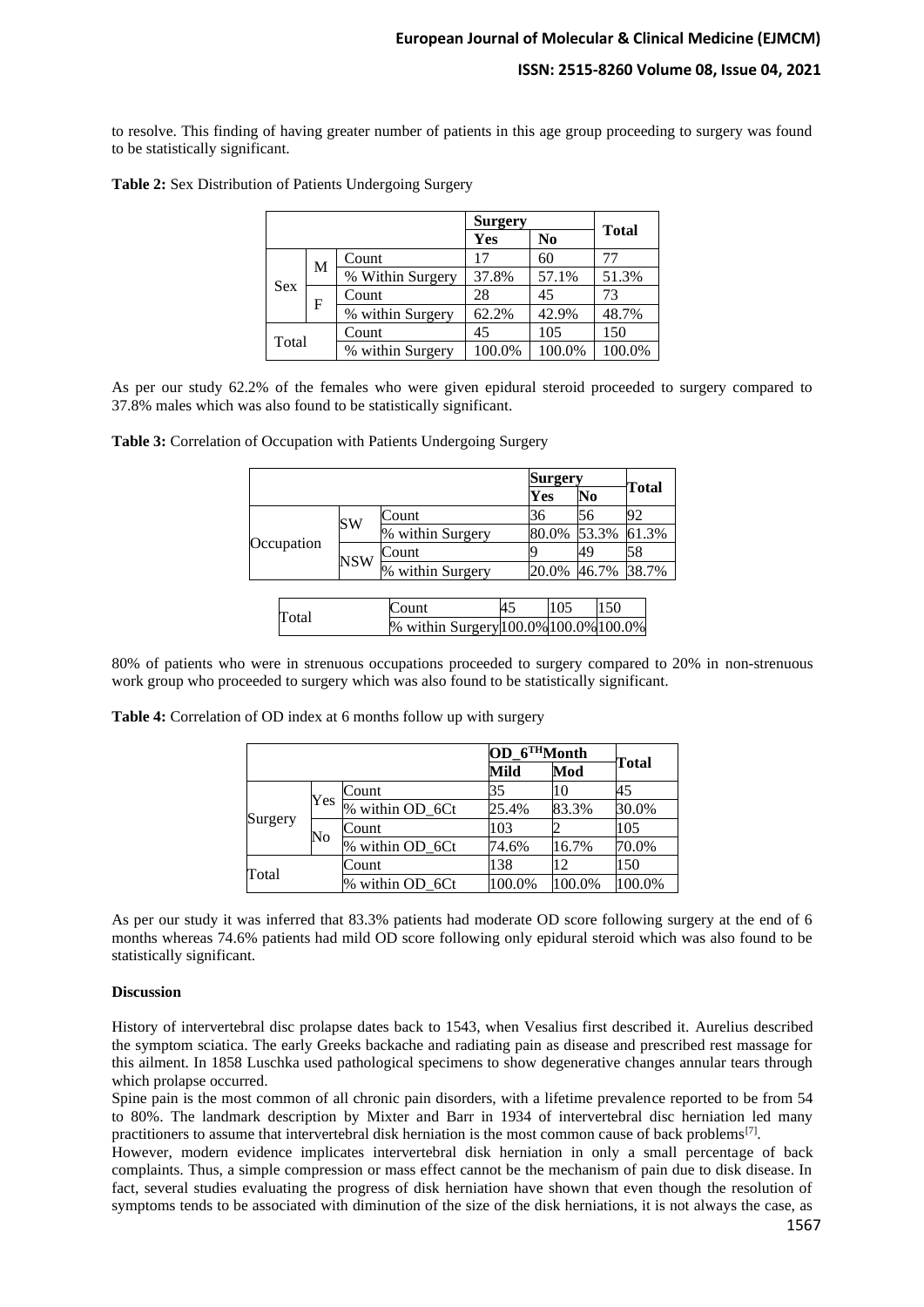to resolve. This finding of having greater number of patients in this age group proceeding to surgery was found to be statistically significant.

**Table 2:** Sex Distribution of Patients Undergoing Surgery

| | | | Surgery | | Total |
|---|---|---|---|---|---|
| | | | Yes | No | |
| Sex | M | Count | 17 | 60 | 77 |
| | | % Within Surgery | 37.8% | 57.1% | 51.3% |
| | F | Count | 28 | 45 | 73 |
| | | % within Surgery | 62.2% | 42.9% | 48.7% |
| Total | | Count | 45 | 105 | 150 |
| | | % within Surgery | 100.0% | 100.0% | 100.0% |

As per our study 62.2% of the females who were given epidural steroid proceeded to surgery compared to 37.8% males which was also found to be statistically significant.

**Table 3:** Correlation of Occupation with Patients Undergoing Surgery

| | | | Surgery | | Total |
|---|---|---|---|---|---|
| | | | Yes | No | |
| Occupation | SW | Count | 36 | 56 | 92 |
| | | % within Surgery | 80.0% | 53.3% | 61.3% |
| | NSW | Count | 9 | 49 | 58 |
| | | % within Surgery | 20.0% | 46.7% | 38.7% |
| Total | | Count | 45 | 105 | 150 |
| | | % within Surgery | 100.0% | 100.0% | 100.0% |

80% of patients who were in strenuous occupations proceeded to surgery compared to 20% in non-strenuous work group who proceeded to surgery which was also found to be statistically significant.

**Table 4:** Correlation of OD index at 6 months follow up with surgery

| | | | OD_6THMonth | | Total |
|---|---|---|---|---|---|
| | | | Mild | Mod | |
| Surgery | Yes | Count | 35 | 10 | 45 |
| | | % within OD_6Ct | 25.4% | 83.3% | 30.0% |
| | No | Count | 103 | 2 | 105 |
| | | % within OD_6Ct | 74.6% | 16.7% | 70.0% |
| Total | | Count | 138 | 12 | 150 |
| | | % within OD_6Ct | 100.0% | 100.0% | 100.0% |

As per our study it was inferred that 83.3% patients had moderate OD score following surgery at the end of 6 months whereas 74.6% patients had mild OD score following only epidural steroid which was also found to be statistically significant.

**Discussion**

History of intervertebral disc prolapse dates back to 1543, when Vesalius first described it. Aurelius described the symptom sciatica. The early Greeks backache and radiating pain as disease and prescribed rest massage for this ailment. In 1858 Luschka used pathological specimens to show degenerative changes annular tears through which prolapse occurred.

Spine pain is the most common of all chronic pain disorders, with a lifetime prevalence reported to be from 54 to 80%. The landmark description by Mixter and Barr in 1934 of intervertebral disc herniation led many practitioners to assume that intervertebral disk herniation is the most common cause of back problems[7].

However, modern evidence implicates intervertebral disk herniation in only a small percentage of back complaints. Thus, a simple compression or mass effect cannot be the mechanism of pain due to disk disease. In fact, several studies evaluating the progress of disk herniation have shown that even though the resolution of symptoms tends to be associated with diminution of the size of the disk herniations, it is not always the case, as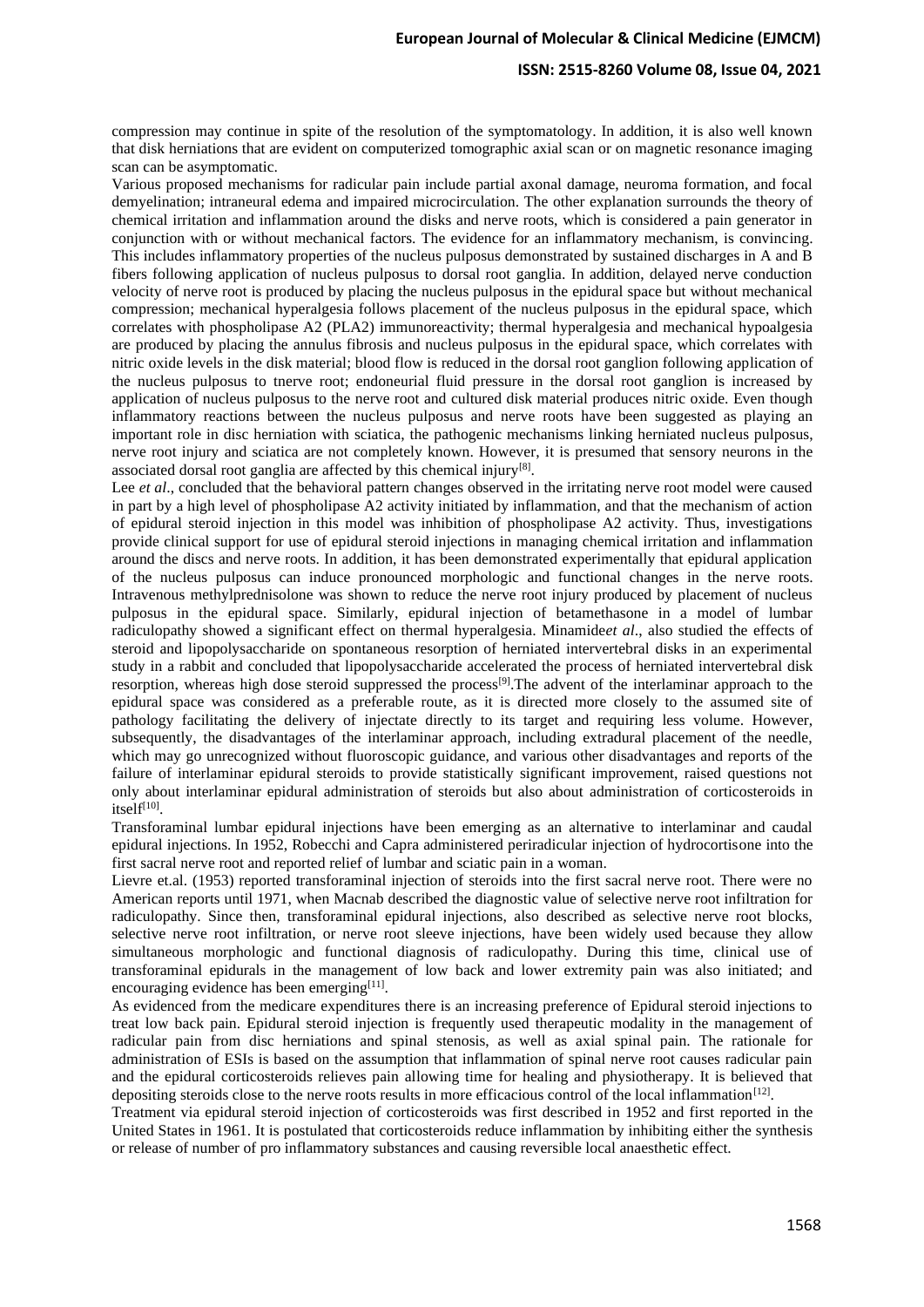compression may continue in spite of the resolution of the symptomatology. In addition, it is also well known that disk herniations that are evident on computerized tomographic axial scan or on magnetic resonance imaging scan can be asymptomatic.

Various proposed mechanisms for radicular pain include partial axonal damage, neuroma formation, and focal demyelination; intraneural edema and impaired microcirculation. The other explanation surrounds the theory of chemical irritation and inflammation around the disks and nerve roots, which is considered a pain generator in conjunction with or without mechanical factors. The evidence for an inflammatory mechanism, is convincing. This includes inflammatory properties of the nucleus pulposus demonstrated by sustained discharges in A and B fibers following application of nucleus pulposus to dorsal root ganglia. In addition, delayed nerve conduction velocity of nerve root is produced by placing the nucleus pulposus in the epidural space but without mechanical compression; mechanical hyperalgesia follows placement of the nucleus pulposus in the epidural space, which correlates with phospholipase A2 (PLA2) immunoreactivity; thermal hyperalgesia and mechanical hypoalgesia are produced by placing the annulus fibrosis and nucleus pulposus in the epidural space, which correlates with nitric oxide levels in the disk material; blood flow is reduced in the dorsal root ganglion following application of the nucleus pulposus to tnerve root; endoneurial fluid pressure in the dorsal root ganglion is increased by application of nucleus pulposus to the nerve root and cultured disk material produces nitric oxide. Even though inflammatory reactions between the nucleus pulposus and nerve roots have been suggested as playing an important role in disc herniation with sciatica, the pathogenic mechanisms linking herniated nucleus pulposus, nerve root injury and sciatica are not completely known. However, it is presumed that sensory neurons in the associated dorsal root ganglia are affected by this chemical injury[8].

Lee *et al*., concluded that the behavioral pattern changes observed in the irritating nerve root model were caused in part by a high level of phospholipase A2 activity initiated by inflammation, and that the mechanism of action of epidural steroid injection in this model was inhibition of phospholipase A2 activity. Thus, investigations provide clinical support for use of epidural steroid injections in managing chemical irritation and inflammation around the discs and nerve roots. In addition, it has been demonstrated experimentally that epidural application of the nucleus pulposus can induce pronounced morphologic and functional changes in the nerve roots. Intravenous methylprednisolone was shown to reduce the nerve root injury produced by placement of nucleus pulposus in the epidural space. Similarly, epidural injection of betamethasone in a model of lumbar radiculopathy showed a significant effect on thermal hyperalgesia. Minamide*et al*., also studied the effects of steroid and lipopolysaccharide on spontaneous resorption of herniated intervertebral disks in an experimental study in a rabbit and concluded that lipopolysaccharide accelerated the process of herniated intervertebral disk resorption, whereas high dose steroid suppressed the process[9].The advent of the interlaminar approach to the epidural space was considered as a preferable route, as it is directed more closely to the assumed site of pathology facilitating the delivery of injectate directly to its target and requiring less volume. However, subsequently, the disadvantages of the interlaminar approach, including extradural placement of the needle, which may go unrecognized without fluoroscopic guidance, and various other disadvantages and reports of the failure of interlaminar epidural steroids to provide statistically significant improvement, raised questions not only about interlaminar epidural administration of steroids but also about administration of corticosteroids in itself[10].

Transforaminal lumbar epidural injections have been emerging as an alternative to interlaminar and caudal epidural injections. In 1952, Robecchi and Capra administered periradicular injection of hydrocortisone into the first sacral nerve root and reported relief of lumbar and sciatic pain in a woman.

Lievre et.al. (1953) reported transforaminal injection of steroids into the first sacral nerve root. There were no American reports until 1971, when Macnab described the diagnostic value of selective nerve root infiltration for radiculopathy. Since then, transforaminal epidural injections, also described as selective nerve root blocks, selective nerve root infiltration, or nerve root sleeve injections, have been widely used because they allow simultaneous morphologic and functional diagnosis of radiculopathy. During this time, clinical use of transforaminal epidurals in the management of low back and lower extremity pain was also initiated; and encouraging evidence has been emerging[11].

As evidenced from the medicare expenditures there is an increasing preference of Epidural steroid injections to treat low back pain. Epidural steroid injection is frequently used therapeutic modality in the management of radicular pain from disc herniations and spinal stenosis, as well as axial spinal pain. The rationale for administration of ESIs is based on the assumption that inflammation of spinal nerve root causes radicular pain and the epidural corticosteroids relieves pain allowing time for healing and physiotherapy. It is believed that depositing steroids close to the nerve roots results in more efficacious control of the local inflammation[12].

Treatment via epidural steroid injection of corticosteroids was first described in 1952 and first reported in the United States in 1961. It is postulated that corticosteroids reduce inflammation by inhibiting either the synthesis or release of number of pro inflammatory substances and causing reversible local anaesthetic effect.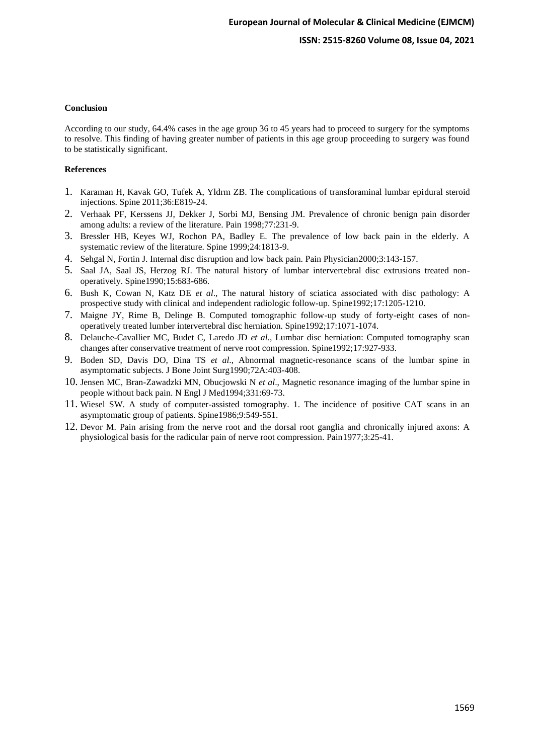## Conclusion

According to our study, 64.4% cases in the age group 36 to 45 years had to proceed to surgery for the symptoms to resolve. This finding of having greater number of patients in this age group proceeding to surgery was found to be statistically significant.

## References

1. Karaman H, Kavak GO, Tufek A, Yldrm ZB. The complications of transforaminal lumbar epidural steroid injections. Spine 2011;36:E819-24.
2. Verhaak PF, Kerssens JJ, Dekker J, Sorbi MJ, Bensing JM. Prevalence of chronic benign pain disorder among adults: a review of the literature. Pain 1998;77:231-9.
3. Bressler HB, Keyes WJ, Rochon PA, Badley E. The prevalence of low back pain in the elderly. A systematic review of the literature. Spine 1999;24:1813-9.
4. Sehgal N, Fortin J. Internal disc disruption and low back pain. Pain Physician2000;3:143-157.
5. Saal JA, Saal JS, Herzog RJ. The natural history of lumbar intervertebral disc extrusions treated non-operatively. Spine1990;15:683-686.
6. Bush K, Cowan N, Katz DE *et al*., The natural history of sciatica associated with disc pathology: A prospective study with clinical and independent radiologic follow-up. Spine1992;17:1205-1210.
7. Maigne JY, Rime B, Delinge B. Computed tomographic follow-up study of forty-eight cases of non-operatively treated lumber intervertebral disc herniation. Spine1992;17:1071-1074.
8. Delauche-Cavallier MC, Budet C, Laredo JD *et al*., Lumbar disc herniation: Computed tomography scan changes after conservative treatment of nerve root compression. Spine1992;17:927-933.
9. Boden SD, Davis DO, Dina TS *et al*., Abnormal magnetic-resonance scans of the lumbar spine in asymptomatic subjects. J Bone Joint Surg1990;72A:403-408.
10. Jensen MC, Bran-Zawadzki MN, Obucjowski N *et al*., Magnetic resonance imaging of the lumbar spine in people without back pain. N Engl J Med1994;331:69-73.
11. Wiesel SW. A study of computer-assisted tomography. 1. The incidence of positive CAT scans in an asymptomatic group of patients. Spine1986;9:549-551.
12. Devor M. Pain arising from the nerve root and the dorsal root ganglia and chronically injured axons: A physiological basis for the radicular pain of nerve root compression. Pain1977;3:25-41.